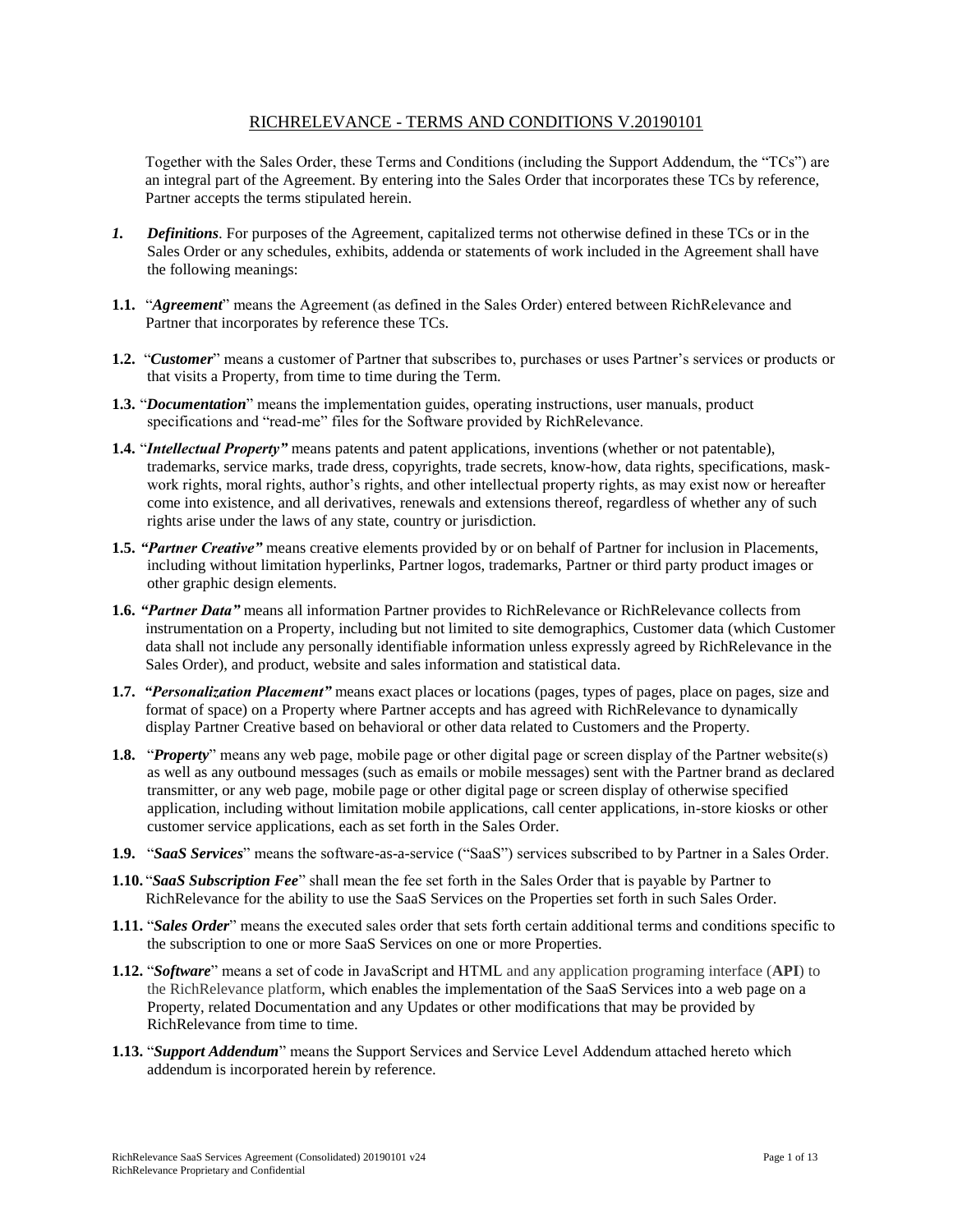# RICHRELEVANCE - TERMS AND CONDITIONS V.20190101

Together with the Sales Order, these Terms and Conditions (including the Support Addendum, the "TCs") are an integral part of the Agreement. By entering into the Sales Order that incorporates these TCs by reference, Partner accepts the terms stipulated herein.

***1. Definitions***. For purposes of the Agreement, capitalized terms not otherwise defined in these TCs or in the Sales Order or any schedules, exhibits, addenda or statements of work included in the Agreement shall have the following meanings:

**1.1.** "***Agreement***" means the Agreement (as defined in the Sales Order) entered between RichRelevance and Partner that incorporates by reference these TCs.

**1.2.** "***Customer***" means a customer of Partner that subscribes to, purchases or uses Partner's services or products or that visits a Property, from time to time during the Term.

**1.3.** "***Documentation***" means the implementation guides, operating instructions, user manuals, product specifications and "read-me" files for the Software provided by RichRelevance.

**1.4.** "***Intellectual Property"*** means patents and patent applications, inventions (whether or not patentable), trademarks, service marks, trade dress, copyrights, trade secrets, know-how, data rights, specifications, mask-work rights, moral rights, author's rights, and other intellectual property rights, as may exist now or hereafter come into existence, and all derivatives, renewals and extensions thereof, regardless of whether any of such rights arise under the laws of any state, country or jurisdiction.

**1.5.** ***"Partner Creative"*** means creative elements provided by or on behalf of Partner for inclusion in Placements, including without limitation hyperlinks, Partner logos, trademarks, Partner or third party product images or other graphic design elements.

**1.6.** ***"Partner Data"*** means all information Partner provides to RichRelevance or RichRelevance collects from instrumentation on a Property, including but not limited to site demographics, Customer data (which Customer data shall not include any personally identifiable information unless expressly agreed by RichRelevance in the Sales Order), and product, website and sales information and statistical data.

**1.7.** ***"Personalization Placement"*** means exact places or locations (pages, types of pages, place on pages, size and format of space) on a Property where Partner accepts and has agreed with RichRelevance to dynamically display Partner Creative based on behavioral or other data related to Customers and the Property.

**1.8.** "***Property***" means any web page, mobile page or other digital page or screen display of the Partner website(s) as well as any outbound messages (such as emails or mobile messages) sent with the Partner brand as declared transmitter, or any web page, mobile page or other digital page or screen display of otherwise specified application, including without limitation mobile applications, call center applications, in-store kiosks or other customer service applications, each as set forth in the Sales Order.

**1.9.** "***SaaS Services***" means the software-as-a-service ("SaaS") services subscribed to by Partner in a Sales Order.

**1.10.** "***SaaS Subscription Fee***" shall mean the fee set forth in the Sales Order that is payable by Partner to RichRelevance for the ability to use the SaaS Services on the Properties set forth in such Sales Order.

**1.11.** "***Sales Order***" means the executed sales order that sets forth certain additional terms and conditions specific to the subscription to one or more SaaS Services on one or more Properties.

**1.12.** "***Software***" means a set of code in JavaScript and HTML and any application programing interface (**API**) to the RichRelevance platform, which enables the implementation of the SaaS Services into a web page on a Property, related Documentation and any Updates or other modifications that may be provided by RichRelevance from time to time.

**1.13.** "***Support Addendum***" means the Support Services and Service Level Addendum attached hereto which addendum is incorporated herein by reference.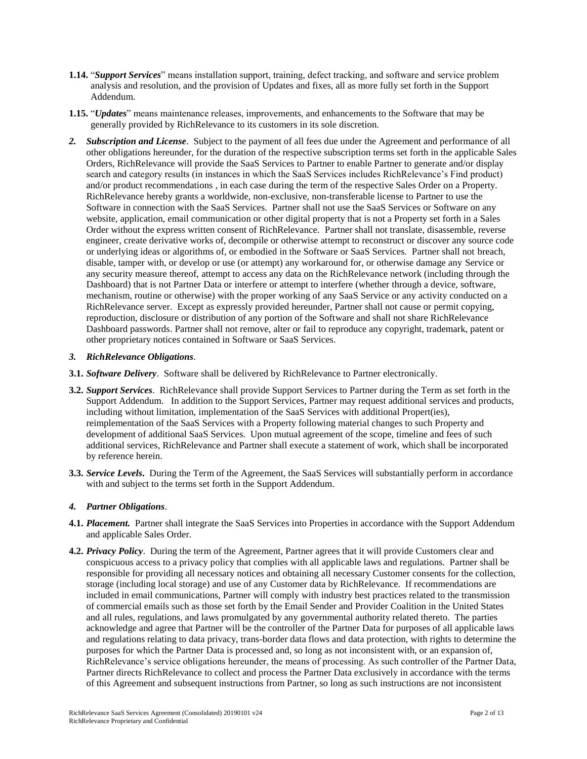**1.14.** "***Support Services***" means installation support, training, defect tracking, and software and service problem analysis and resolution, and the provision of Updates and fixes, all as more fully set forth in the Support Addendum.

**1.15.** "***Updates***" means maintenance releases, improvements, and enhancements to the Software that may be generally provided by RichRelevance to its customers in its sole discretion.

***2. Subscription and License***. Subject to the payment of all fees due under the Agreement and performance of all other obligations hereunder, for the duration of the respective subscription terms set forth in the applicable Sales Orders, RichRelevance will provide the SaaS Services to Partner to enable Partner to generate and/or display search and category results (in instances in which the SaaS Services includes RichRelevance's Find product) and/or product recommendations , in each case during the term of the respective Sales Order on a Property. RichRelevance hereby grants a worldwide, non-exclusive, non-transferable license to Partner to use the Software in connection with the SaaS Services. Partner shall not use the SaaS Services or Software on any website, application, email communication or other digital property that is not a Property set forth in a Sales Order without the express written consent of RichRelevance. Partner shall not translate, disassemble, reverse engineer, create derivative works of, decompile or otherwise attempt to reconstruct or discover any source code or underlying ideas or algorithms of, or embodied in the Software or SaaS Services. Partner shall not breach, disable, tamper with, or develop or use (or attempt) any workaround for, or otherwise damage any Service or any security measure thereof, attempt to access any data on the RichRelevance network (including through the Dashboard) that is not Partner Data or interfere or attempt to interfere (whether through a device, software, mechanism, routine or otherwise) with the proper working of any SaaS Service or any activity conducted on a RichRelevance server. Except as expressly provided hereunder, Partner shall not cause or permit copying, reproduction, disclosure or distribution of any portion of the Software and shall not share RichRelevance Dashboard passwords. Partner shall not remove, alter or fail to reproduce any copyright, trademark, patent or other proprietary notices contained in Software or SaaS Services.

***3. RichRelevance Obligations***.

**3.1.** ***Software Delivery***. Software shall be delivered by RichRelevance to Partner electronically.

**3.2.** ***Support Services***. RichRelevance shall provide Support Services to Partner during the Term as set forth in the Support Addendum. In addition to the Support Services, Partner may request additional services and products, including without limitation, implementation of the SaaS Services with additional Propert(ies), reimplementation of the SaaS Services with a Property following material changes to such Property and development of additional SaaS Services. Upon mutual agreement of the scope, timeline and fees of such additional services, RichRelevance and Partner shall execute a statement of work, which shall be incorporated by reference herein.

**3.3.** ***Service Levels***. During the Term of the Agreement, the SaaS Services will substantially perform in accordance with and subject to the terms set forth in the Support Addendum.

***4. Partner Obligations***.

**4.1.** ***Placement.*** Partner shall integrate the SaaS Services into Properties in accordance with the Support Addendum and applicable Sales Order.

**4.2.** ***Privacy Policy***. During the term of the Agreement, Partner agrees that it will provide Customers clear and conspicuous access to a privacy policy that complies with all applicable laws and regulations. Partner shall be responsible for providing all necessary notices and obtaining all necessary Customer consents for the collection, storage (including local storage) and use of any Customer data by RichRelevance. If recommendations are included in email communications, Partner will comply with industry best practices related to the transmission of commercial emails such as those set forth by the Email Sender and Provider Coalition in the United States and all rules, regulations, and laws promulgated by any governmental authority related thereto. The parties acknowledge and agree that Partner will be the controller of the Partner Data for purposes of all applicable laws and regulations relating to data privacy, trans-border data flows and data protection, with rights to determine the purposes for which the Partner Data is processed and, so long as not inconsistent with, or an expansion of, RichRelevance's service obligations hereunder, the means of processing. As such controller of the Partner Data, Partner directs RichRelevance to collect and process the Partner Data exclusively in accordance with the terms of this Agreement and subsequent instructions from Partner, so long as such instructions are not inconsistent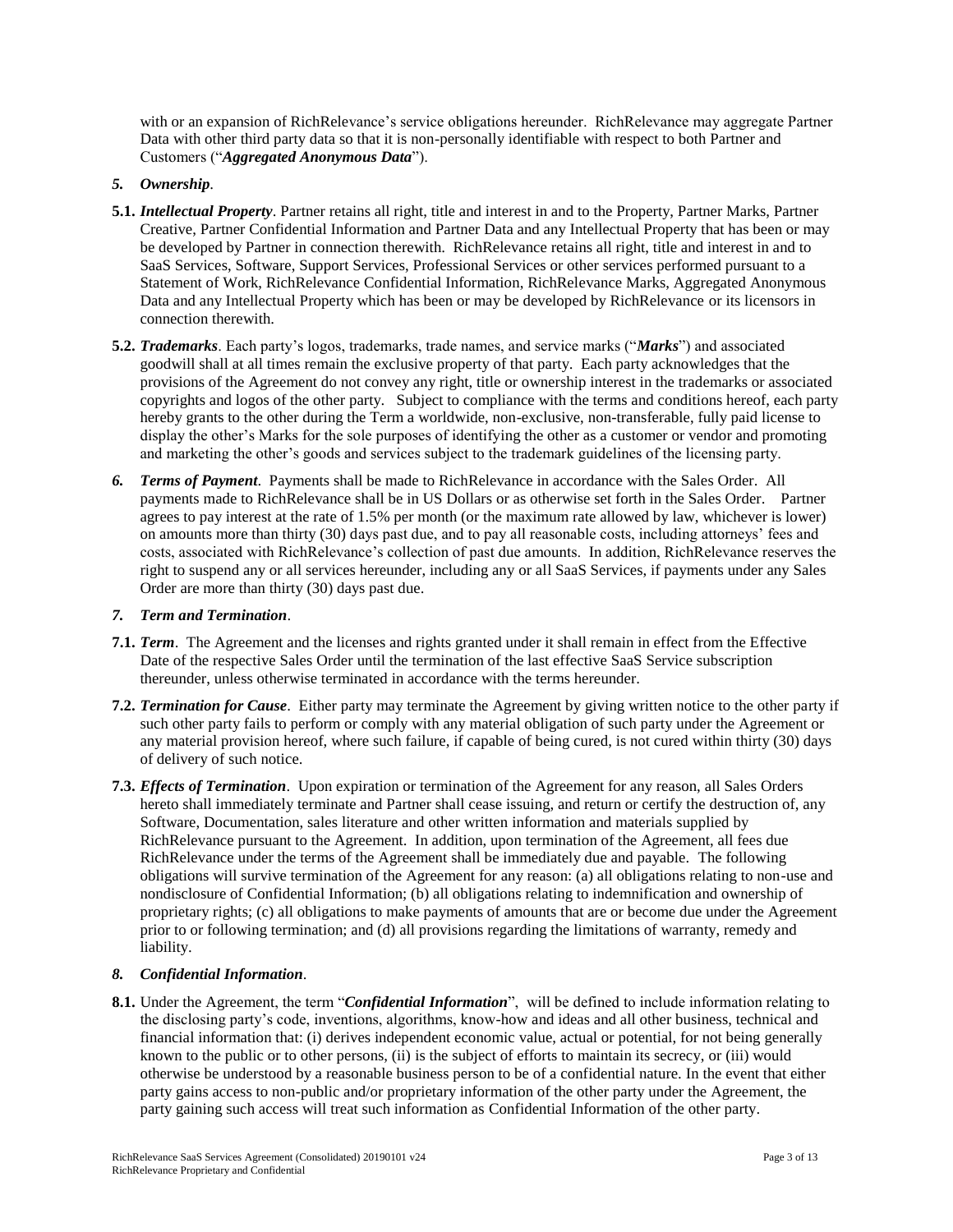with or an expansion of RichRelevance's service obligations hereunder. RichRelevance may aggregate Partner Data with other third party data so that it is non-personally identifiable with respect to both Partner and Customers ("***Aggregated Anonymous Data***").

***5. Ownership***.

**5.1.** ***Intellectual Property***. Partner retains all right, title and interest in and to the Property, Partner Marks, Partner Creative, Partner Confidential Information and Partner Data and any Intellectual Property that has been or may be developed by Partner in connection therewith. RichRelevance retains all right, title and interest in and to SaaS Services, Software, Support Services, Professional Services or other services performed pursuant to a Statement of Work, RichRelevance Confidential Information, RichRelevance Marks, Aggregated Anonymous Data and any Intellectual Property which has been or may be developed by RichRelevance or its licensors in connection therewith.

**5.2.** ***Trademarks***. Each party's logos, trademarks, trade names, and service marks ("***Marks***") and associated goodwill shall at all times remain the exclusive property of that party. Each party acknowledges that the provisions of the Agreement do not convey any right, title or ownership interest in the trademarks or associated copyrights and logos of the other party. Subject to compliance with the terms and conditions hereof, each party hereby grants to the other during the Term a worldwide, non-exclusive, non-transferable, fully paid license to display the other's Marks for the sole purposes of identifying the other as a customer or vendor and promoting and marketing the other's goods and services subject to the trademark guidelines of the licensing party.

***6. Terms of Payment***. Payments shall be made to RichRelevance in accordance with the Sales Order. All payments made to RichRelevance shall be in US Dollars or as otherwise set forth in the Sales Order. Partner agrees to pay interest at the rate of 1.5% per month (or the maximum rate allowed by law, whichever is lower) on amounts more than thirty (30) days past due, and to pay all reasonable costs, including attorneys' fees and costs, associated with RichRelevance's collection of past due amounts. In addition, RichRelevance reserves the right to suspend any or all services hereunder, including any or all SaaS Services, if payments under any Sales Order are more than thirty (30) days past due.

***7. Term and Termination***.

**7.1.** ***Term***. The Agreement and the licenses and rights granted under it shall remain in effect from the Effective Date of the respective Sales Order until the termination of the last effective SaaS Service subscription thereunder, unless otherwise terminated in accordance with the terms hereunder.

**7.2.** ***Termination for Cause***. Either party may terminate the Agreement by giving written notice to the other party if such other party fails to perform or comply with any material obligation of such party under the Agreement or any material provision hereof, where such failure, if capable of being cured, is not cured within thirty (30) days of delivery of such notice.

**7.3.** ***Effects of Termination***. Upon expiration or termination of the Agreement for any reason, all Sales Orders hereto shall immediately terminate and Partner shall cease issuing, and return or certify the destruction of, any Software, Documentation, sales literature and other written information and materials supplied by RichRelevance pursuant to the Agreement. In addition, upon termination of the Agreement, all fees due RichRelevance under the terms of the Agreement shall be immediately due and payable. The following obligations will survive termination of the Agreement for any reason: (a) all obligations relating to non-use and nondisclosure of Confidential Information; (b) all obligations relating to indemnification and ownership of proprietary rights; (c) all obligations to make payments of amounts that are or become due under the Agreement prior to or following termination; and (d) all provisions regarding the limitations of warranty, remedy and liability.

***8. Confidential Information***.

**8.1.** Under the Agreement, the term "***Confidential Information***", will be defined to include information relating to the disclosing party's code, inventions, algorithms, know-how and ideas and all other business, technical and financial information that: (i) derives independent economic value, actual or potential, for not being generally known to the public or to other persons, (ii) is the subject of efforts to maintain its secrecy, or (iii) would otherwise be understood by a reasonable business person to be of a confidential nature. In the event that either party gains access to non-public and/or proprietary information of the other party under the Agreement, the party gaining such access will treat such information as Confidential Information of the other party.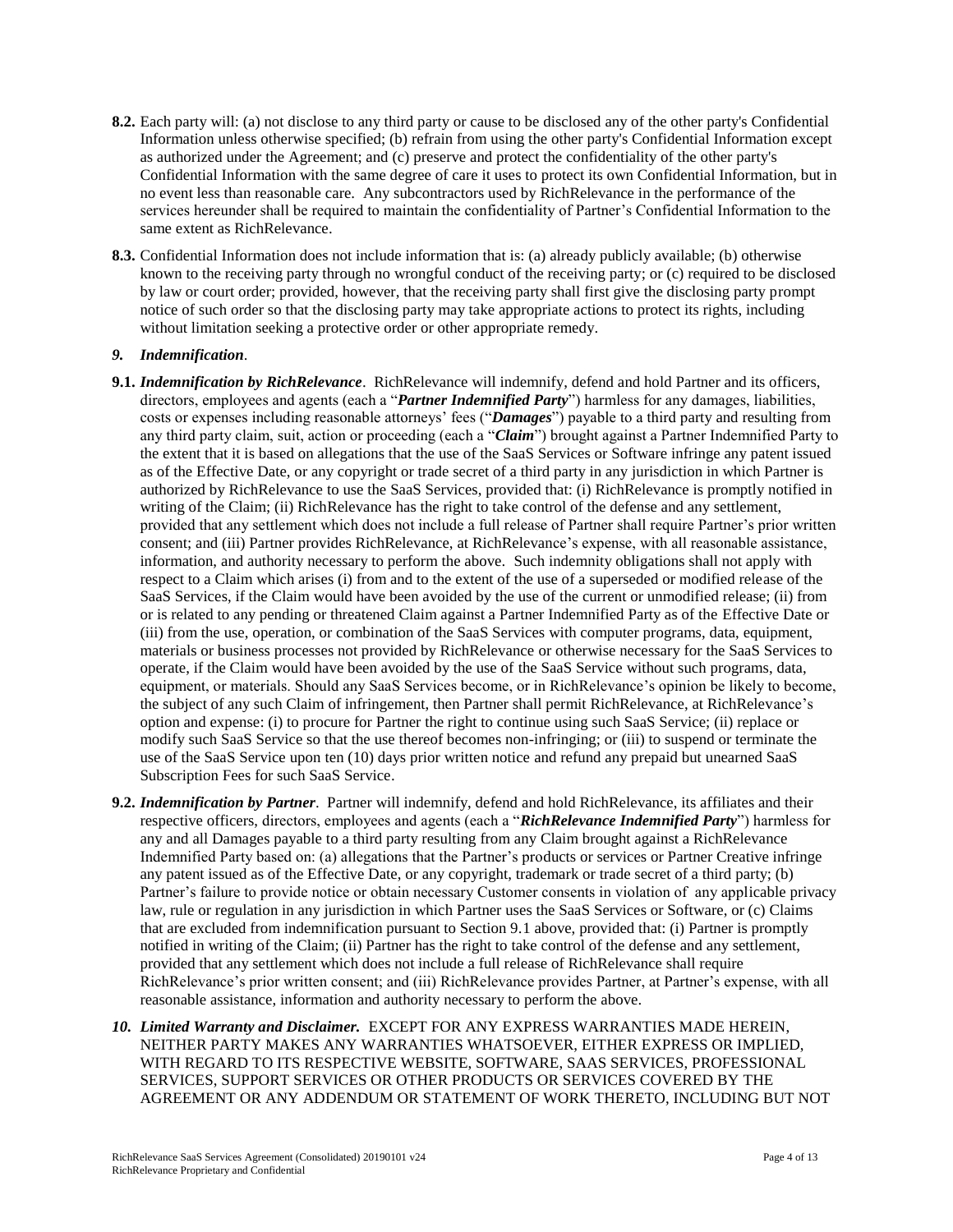**8.2.** Each party will: (a) not disclose to any third party or cause to be disclosed any of the other party's Confidential Information unless otherwise specified; (b) refrain from using the other party's Confidential Information except as authorized under the Agreement; and (c) preserve and protect the confidentiality of the other party's Confidential Information with the same degree of care it uses to protect its own Confidential Information, but in no event less than reasonable care. Any subcontractors used by RichRelevance in the performance of the services hereunder shall be required to maintain the confidentiality of Partner's Confidential Information to the same extent as RichRelevance.

**8.3.** Confidential Information does not include information that is: (a) already publicly available; (b) otherwise known to the receiving party through no wrongful conduct of the receiving party; or (c) required to be disclosed by law or court order; provided, however, that the receiving party shall first give the disclosing party prompt notice of such order so that the disclosing party may take appropriate actions to protect its rights, including without limitation seeking a protective order or other appropriate remedy.

***9. Indemnification*.**

**9.1.** ***Indemnification by RichRelevance***. RichRelevance will indemnify, defend and hold Partner and its officers, directors, employees and agents (each a "***Partner Indemnified Party***") harmless for any damages, liabilities, costs or expenses including reasonable attorneys' fees ("***Damages***") payable to a third party and resulting from any third party claim, suit, action or proceeding (each a "***Claim***") brought against a Partner Indemnified Party to the extent that it is based on allegations that the use of the SaaS Services or Software infringe any patent issued as of the Effective Date, or any copyright or trade secret of a third party in any jurisdiction in which Partner is authorized by RichRelevance to use the SaaS Services, provided that: (i) RichRelevance is promptly notified in writing of the Claim; (ii) RichRelevance has the right to take control of the defense and any settlement, provided that any settlement which does not include a full release of Partner shall require Partner's prior written consent; and (iii) Partner provides RichRelevance, at RichRelevance's expense, with all reasonable assistance, information, and authority necessary to perform the above. Such indemnity obligations shall not apply with respect to a Claim which arises (i) from and to the extent of the use of a superseded or modified release of the SaaS Services, if the Claim would have been avoided by the use of the current or unmodified release; (ii) from or is related to any pending or threatened Claim against a Partner Indemnified Party as of the Effective Date or (iii) from the use, operation, or combination of the SaaS Services with computer programs, data, equipment, materials or business processes not provided by RichRelevance or otherwise necessary for the SaaS Services to operate, if the Claim would have been avoided by the use of the SaaS Service without such programs, data, equipment, or materials. Should any SaaS Services become, or in RichRelevance's opinion be likely to become, the subject of any such Claim of infringement, then Partner shall permit RichRelevance, at RichRelevance's option and expense: (i) to procure for Partner the right to continue using such SaaS Service; (ii) replace or modify such SaaS Service so that the use thereof becomes non-infringing; or (iii) to suspend or terminate the use of the SaaS Service upon ten (10) days prior written notice and refund any prepaid but unearned SaaS Subscription Fees for such SaaS Service.

**9.2.** ***Indemnification by Partner***. Partner will indemnify, defend and hold RichRelevance, its affiliates and their respective officers, directors, employees and agents (each a "***RichRelevance Indemnified Party***") harmless for any and all Damages payable to a third party resulting from any Claim brought against a RichRelevance Indemnified Party based on: (a) allegations that the Partner's products or services or Partner Creative infringe any patent issued as of the Effective Date, or any copyright, trademark or trade secret of a third party; (b) Partner's failure to provide notice or obtain necessary Customer consents in violation of any applicable privacy law, rule or regulation in any jurisdiction in which Partner uses the SaaS Services or Software, or (c) Claims that are excluded from indemnification pursuant to Section 9.1 above, provided that: (i) Partner is promptly notified in writing of the Claim; (ii) Partner has the right to take control of the defense and any settlement, provided that any settlement which does not include a full release of RichRelevance shall require RichRelevance's prior written consent; and (iii) RichRelevance provides Partner, at Partner's expense, with all reasonable assistance, information and authority necessary to perform the above.

***10. Limited Warranty and Disclaimer.*** EXCEPT FOR ANY EXPRESS WARRANTIES MADE HEREIN, NEITHER PARTY MAKES ANY WARRANTIES WHATSOEVER, EITHER EXPRESS OR IMPLIED, WITH REGARD TO ITS RESPECTIVE WEBSITE, SOFTWARE, SAAS SERVICES, PROFESSIONAL SERVICES, SUPPORT SERVICES OR OTHER PRODUCTS OR SERVICES COVERED BY THE AGREEMENT OR ANY ADDENDUM OR STATEMENT OF WORK THERETO, INCLUDING BUT NOT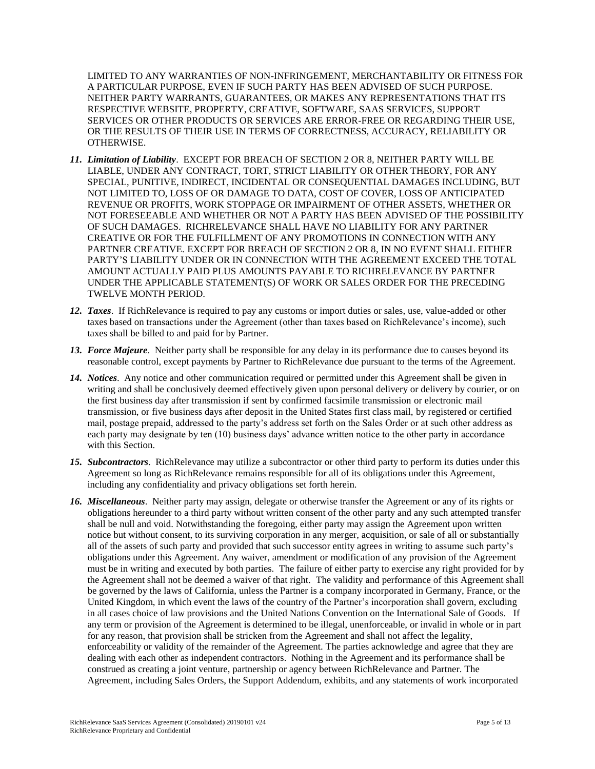LIMITED TO ANY WARRANTIES OF NON-INFRINGEMENT, MERCHANTABILITY OR FITNESS FOR A PARTICULAR PURPOSE, EVEN IF SUCH PARTY HAS BEEN ADVISED OF SUCH PURPOSE. NEITHER PARTY WARRANTS, GUARANTEES, OR MAKES ANY REPRESENTATIONS THAT ITS RESPECTIVE WEBSITE, PROPERTY, CREATIVE, SOFTWARE, SAAS SERVICES, SUPPORT SERVICES OR OTHER PRODUCTS OR SERVICES ARE ERROR-FREE OR REGARDING THEIR USE, OR THE RESULTS OF THEIR USE IN TERMS OF CORRECTNESS, ACCURACY, RELIABILITY OR OTHERWISE.

11. ***Limitation of Liability***. EXCEPT FOR BREACH OF SECTION 2 OR 8, NEITHER PARTY WILL BE LIABLE, UNDER ANY CONTRACT, TORT, STRICT LIABILITY OR OTHER THEORY, FOR ANY SPECIAL, PUNITIVE, INDIRECT, INCIDENTAL OR CONSEQUENTIAL DAMAGES INCLUDING, BUT NOT LIMITED TO, LOSS OF OR DAMAGE TO DATA, COST OF COVER, LOSS OF ANTICIPATED REVENUE OR PROFITS, WORK STOPPAGE OR IMPAIRMENT OF OTHER ASSETS, WHETHER OR NOT FORESEEABLE AND WHETHER OR NOT A PARTY HAS BEEN ADVISED OF THE POSSIBILITY OF SUCH DAMAGES. RICHRELEVANCE SHALL HAVE NO LIABILITY FOR ANY PARTNER CREATIVE OR FOR THE FULFILLMENT OF ANY PROMOTIONS IN CONNECTION WITH ANY PARTNER CREATIVE. EXCEPT FOR BREACH OF SECTION 2 OR 8, IN NO EVENT SHALL EITHER PARTY'S LIABILITY UNDER OR IN CONNECTION WITH THE AGREEMENT EXCEED THE TOTAL AMOUNT ACTUALLY PAID PLUS AMOUNTS PAYABLE TO RICHRELEVANCE BY PARTNER UNDER THE APPLICABLE STATEMENT(S) OF WORK OR SALES ORDER FOR THE PRECEDING TWELVE MONTH PERIOD.

12. ***Taxes***. If RichRelevance is required to pay any customs or import duties or sales, use, value-added or other taxes based on transactions under the Agreement (other than taxes based on RichRelevance's income), such taxes shall be billed to and paid for by Partner.

13. ***Force Majeure***. Neither party shall be responsible for any delay in its performance due to causes beyond its reasonable control, except payments by Partner to RichRelevance due pursuant to the terms of the Agreement.

14. ***Notices***. Any notice and other communication required or permitted under this Agreement shall be given in writing and shall be conclusively deemed effectively given upon personal delivery or delivery by courier, or on the first business day after transmission if sent by confirmed facsimile transmission or electronic mail transmission, or five business days after deposit in the United States first class mail, by registered or certified mail, postage prepaid, addressed to the party's address set forth on the Sales Order or at such other address as each party may designate by ten (10) business days' advance written notice to the other party in accordance with this Section.

15. ***Subcontractors***. RichRelevance may utilize a subcontractor or other third party to perform its duties under this Agreement so long as RichRelevance remains responsible for all of its obligations under this Agreement, including any confidentiality and privacy obligations set forth herein.

16. ***Miscellaneous***. Neither party may assign, delegate or otherwise transfer the Agreement or any of its rights or obligations hereunder to a third party without written consent of the other party and any such attempted transfer shall be null and void. Notwithstanding the foregoing, either party may assign the Agreement upon written notice but without consent, to its surviving corporation in any merger, acquisition, or sale of all or substantially all of the assets of such party and provided that such successor entity agrees in writing to assume such party's obligations under this Agreement. Any waiver, amendment or modification of any provision of the Agreement must be in writing and executed by both parties. The failure of either party to exercise any right provided for by the Agreement shall not be deemed a waiver of that right. The validity and performance of this Agreement shall be governed by the laws of California, unless the Partner is a company incorporated in Germany, France, or the United Kingdom, in which event the laws of the country of the Partner's incorporation shall govern, excluding in all cases choice of law provisions and the United Nations Convention on the International Sale of Goods. If any term or provision of the Agreement is determined to be illegal, unenforceable, or invalid in whole or in part for any reason, that provision shall be stricken from the Agreement and shall not affect the legality, enforceability or validity of the remainder of the Agreement. The parties acknowledge and agree that they are dealing with each other as independent contractors. Nothing in the Agreement and its performance shall be construed as creating a joint venture, partnership or agency between RichRelevance and Partner. The Agreement, including Sales Orders, the Support Addendum, exhibits, and any statements of work incorporated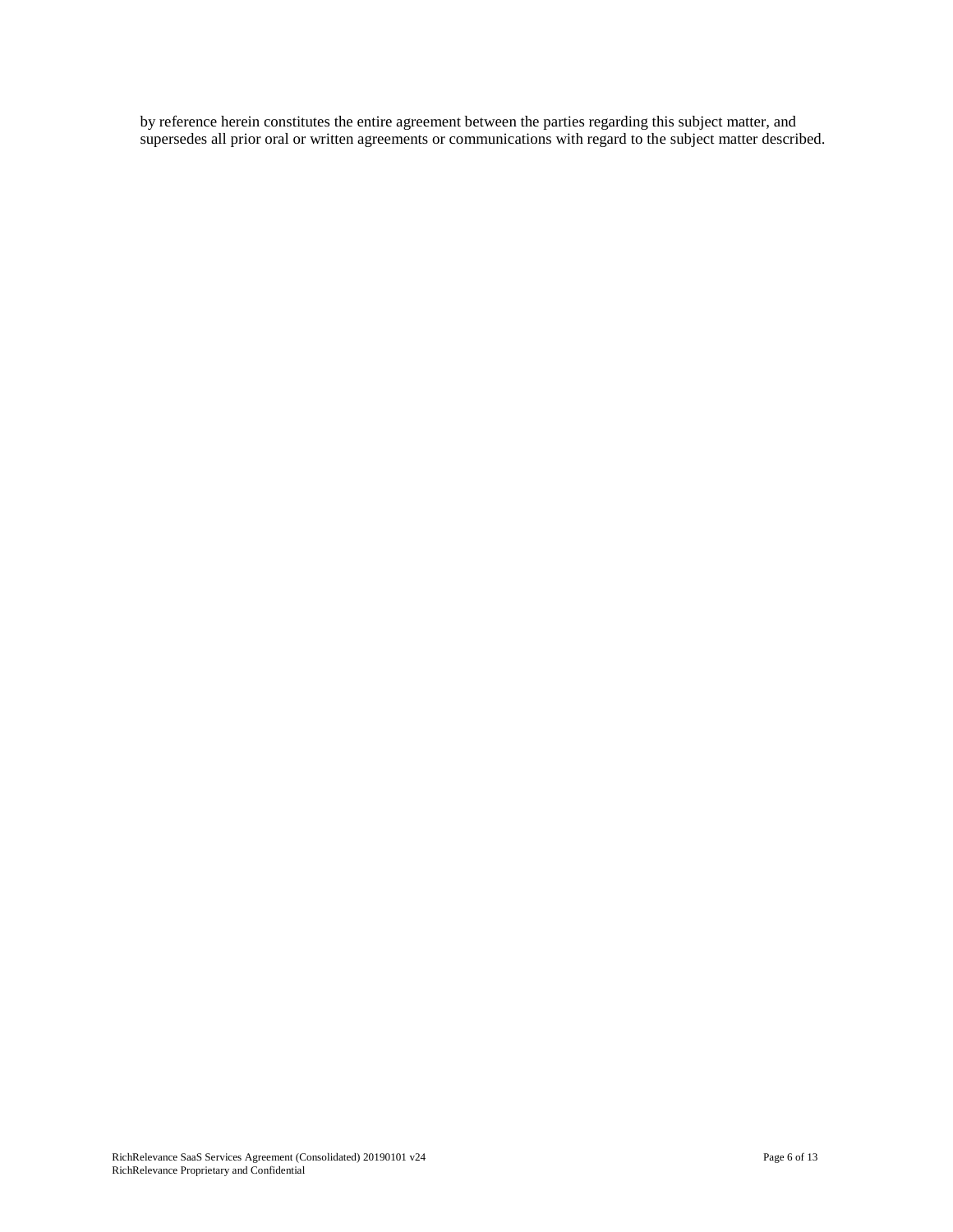by reference herein constitutes the entire agreement between the parties regarding this subject matter, and supersedes all prior oral or written agreements or communications with regard to the subject matter described.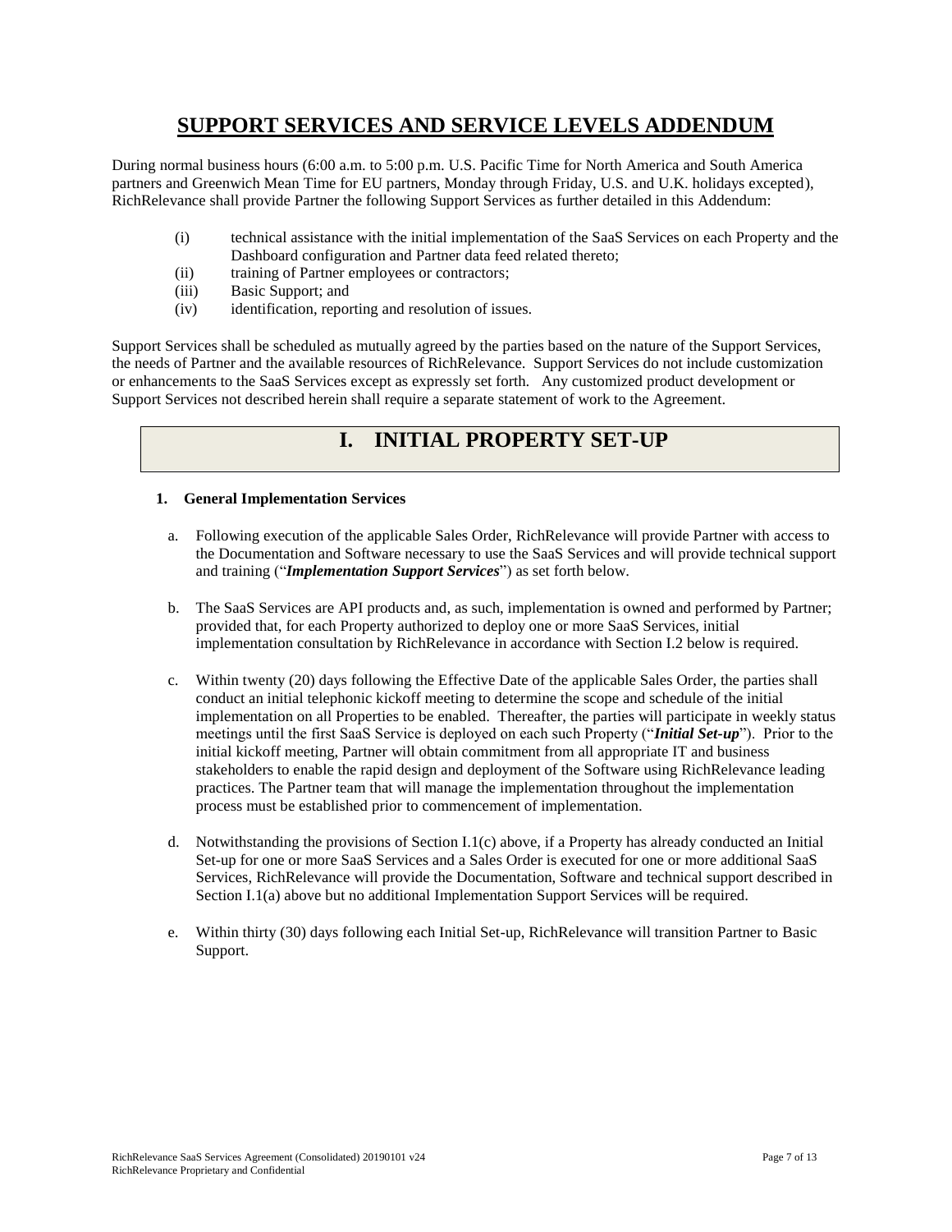# SUPPORT SERVICES AND SERVICE LEVELS ADDENDUM

During normal business hours (6:00 a.m. to 5:00 p.m. U.S. Pacific Time for North America and South America partners and Greenwich Mean Time for EU partners, Monday through Friday, U.S. and U.K. holidays excepted), RichRelevance shall provide Partner the following Support Services as further detailed in this Addendum:

(i) technical assistance with the initial implementation of the SaaS Services on each Property and the Dashboard configuration and Partner data feed related thereto;
(ii) training of Partner employees or contractors;
(iii) Basic Support; and
(iv) identification, reporting and resolution of issues.

Support Services shall be scheduled as mutually agreed by the parties based on the nature of the Support Services, the needs of Partner and the available resources of RichRelevance. Support Services do not include customization or enhancements to the SaaS Services except as expressly set forth. Any customized product development or Support Services not described herein shall require a separate statement of work to the Agreement.

## I. INITIAL PROPERTY SET-UP

### 1. General Implementation Services

a. Following execution of the applicable Sales Order, RichRelevance will provide Partner with access to the Documentation and Software necessary to use the SaaS Services and will provide technical support and training ("***Implementation Support Services***") as set forth below.

b. The SaaS Services are API products and, as such, implementation is owned and performed by Partner; provided that, for each Property authorized to deploy one or more SaaS Services, initial implementation consultation by RichRelevance in accordance with Section I.2 below is required.

c. Within twenty (20) days following the Effective Date of the applicable Sales Order, the parties shall conduct an initial telephonic kickoff meeting to determine the scope and schedule of the initial implementation on all Properties to be enabled. Thereafter, the parties will participate in weekly status meetings until the first SaaS Service is deployed on each such Property ("***Initial Set-up***"). Prior to the initial kickoff meeting, Partner will obtain commitment from all appropriate IT and business stakeholders to enable the rapid design and deployment of the Software using RichRelevance leading practices. The Partner team that will manage the implementation throughout the implementation process must be established prior to commencement of implementation.

d. Notwithstanding the provisions of Section I.1(c) above, if a Property has already conducted an Initial Set-up for one or more SaaS Services and a Sales Order is executed for one or more additional SaaS Services, RichRelevance will provide the Documentation, Software and technical support described in Section I.1(a) above but no additional Implementation Support Services will be required.

e. Within thirty (30) days following each Initial Set-up, RichRelevance will transition Partner to Basic Support.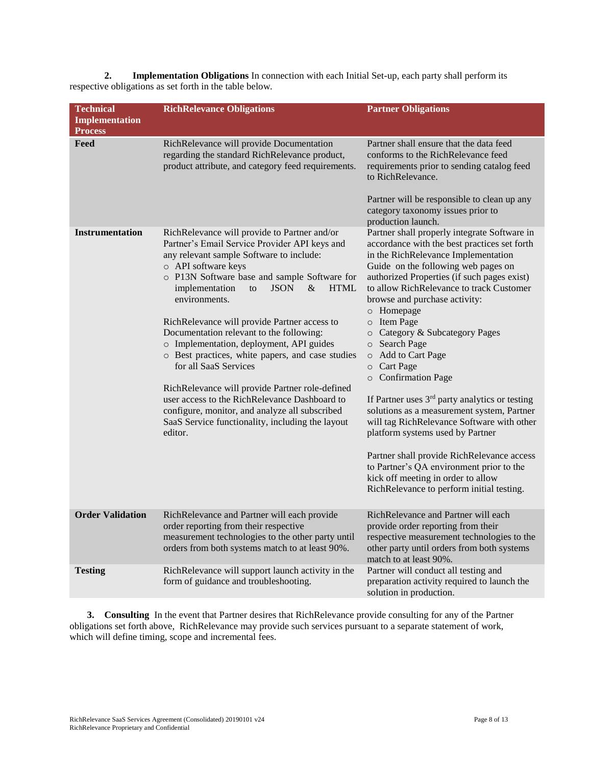**2. Implementation Obligations** In connection with each Initial Set-up, each party shall perform its respective obligations as set forth in the table below.

| Technical Implementation Process | RichRelevance Obligations | Partner Obligations |
|---|---|---|
| **Feed** | RichRelevance will provide Documentation regarding the standard RichRelevance product, product attribute, and category feed requirements. | Partner shall ensure that the data feed conforms to the RichRelevance feed requirements prior to sending catalog feed to RichRelevance.<br><br>Partner will be responsible to clean up any category taxonomy issues prior to production launch. |
| **Instrumentation** | RichRelevance will provide to Partner and/or Partner's Email Service Provider API keys and any relevant sample Software to include:<br>○ API software keys<br>○ P13N Software base and sample Software for implementation to JSON & HTML environments.<br><br>RichRelevance will provide Partner access to Documentation relevant to the following:<br>○ Implementation, deployment, API guides<br>○ Best practices, white papers, and case studies for all SaaS Services<br><br>RichRelevance will provide Partner role-defined user access to the RichRelevance Dashboard to configure, monitor, and analyze all subscribed SaaS Service functionality, including the layout editor. | Partner shall properly integrate Software in accordance with the best practices set forth in the RichRelevance Implementation Guide on the following web pages on authorized Properties (if such pages exist) to allow RichRelevance to track Customer browse and purchase activity:<br>○ Homepage<br>○ Item Page<br>○ Category & Subcategory Pages<br>○ Search Page<br>○ Add to Cart Page<br>○ Cart Page<br>○ Confirmation Page<br><br>If Partner uses 3rd party analytics or testing solutions as a measurement system, Partner will tag RichRelevance Software with other platform systems used by Partner<br><br>Partner shall provide RichRelevance access to Partner's QA environment prior to the kick off meeting in order to allow RichRelevance to perform initial testing. |
| **Order Validation** | RichRelevance and Partner will each provide order reporting from their respective measurement technologies to the other party until orders from both systems match to at least 90%. | RichRelevance and Partner will each provide order reporting from their respective measurement technologies to the other party until orders from both systems match to at least 90%. |
| **Testing** | RichRelevance will support launch activity in the form of guidance and troubleshooting. | Partner will conduct all testing and preparation activity required to launch the solution in production. |

**3. Consulting** In the event that Partner desires that RichRelevance provide consulting for any of the Partner obligations set forth above, RichRelevance may provide such services pursuant to a separate statement of work, which will define timing, scope and incremental fees.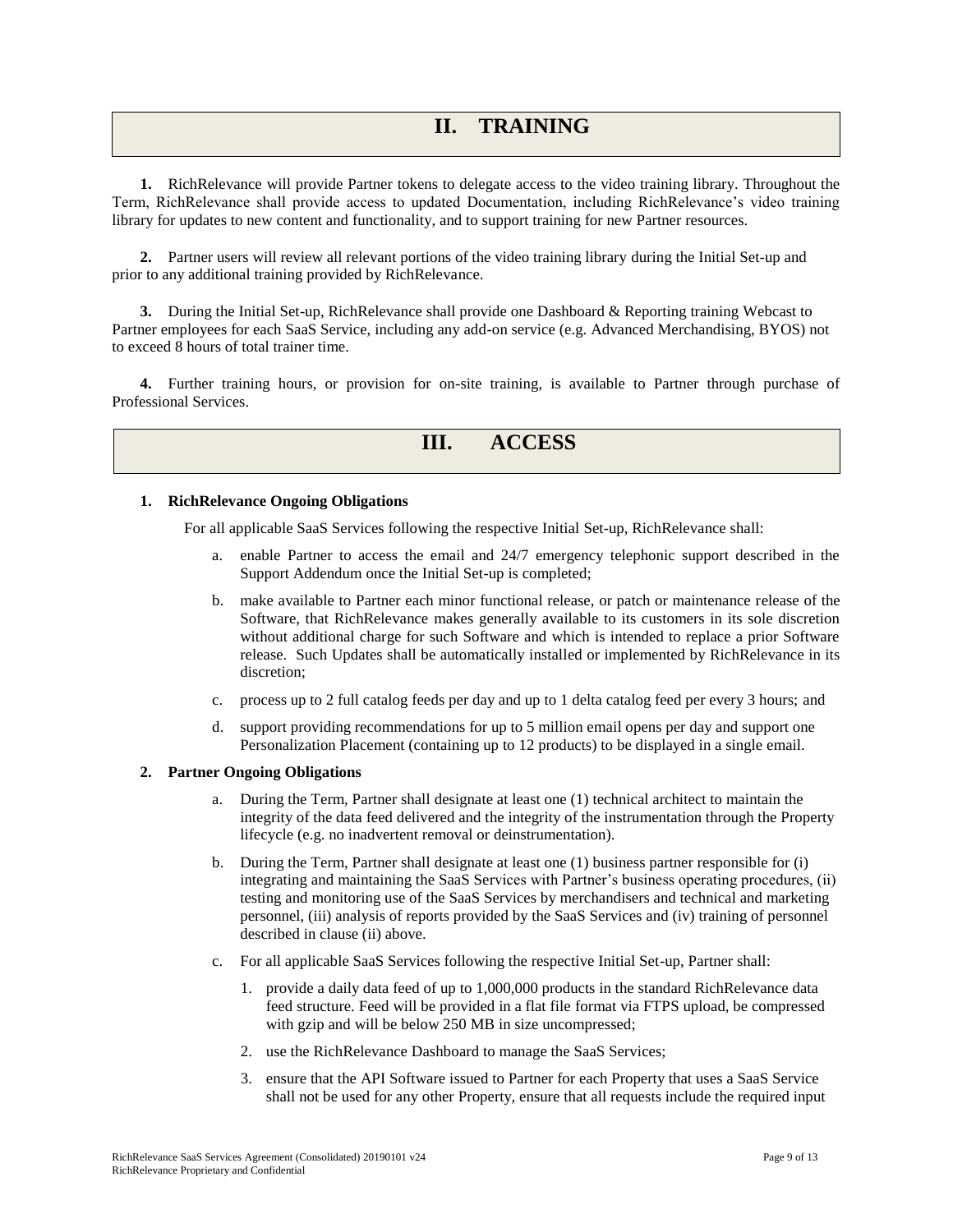## II. TRAINING

**1.** RichRelevance will provide Partner tokens to delegate access to the video training library. Throughout the Term, RichRelevance shall provide access to updated Documentation, including RichRelevance's video training library for updates to new content and functionality, and to support training for new Partner resources.

**2.** Partner users will review all relevant portions of the video training library during the Initial Set-up and prior to any additional training provided by RichRelevance.

**3.** During the Initial Set-up, RichRelevance shall provide one Dashboard & Reporting training Webcast to Partner employees for each SaaS Service, including any add-on service (e.g. Advanced Merchandising, BYOS) not to exceed 8 hours of total trainer time.

**4.** Further training hours, or provision for on-site training, is available to Partner through purchase of Professional Services.

## III. ACCESS

**1. RichRelevance Ongoing Obligations**

For all applicable SaaS Services following the respective Initial Set-up, RichRelevance shall:

a. enable Partner to access the email and 24/7 emergency telephonic support described in the Support Addendum once the Initial Set-up is completed;

b. make available to Partner each minor functional release, or patch or maintenance release of the Software, that RichRelevance makes generally available to its customers in its sole discretion without additional charge for such Software and which is intended to replace a prior Software release. Such Updates shall be automatically installed or implemented by RichRelevance in its discretion;

c. process up to 2 full catalog feeds per day and up to 1 delta catalog feed per every 3 hours; and

d. support providing recommendations for up to 5 million email opens per day and support one Personalization Placement (containing up to 12 products) to be displayed in a single email.

**2. Partner Ongoing Obligations**

a. During the Term, Partner shall designate at least one (1) technical architect to maintain the integrity of the data feed delivered and the integrity of the instrumentation through the Property lifecycle (e.g. no inadvertent removal or deinstrumentation).

b. During the Term, Partner shall designate at least one (1) business partner responsible for (i) integrating and maintaining the SaaS Services with Partner's business operating procedures, (ii) testing and monitoring use of the SaaS Services by merchandisers and technical and marketing personnel, (iii) analysis of reports provided by the SaaS Services and (iv) training of personnel described in clause (ii) above.

c. For all applicable SaaS Services following the respective Initial Set-up, Partner shall:

1. provide a daily data feed of up to 1,000,000 products in the standard RichRelevance data feed structure. Feed will be provided in a flat file format via FTPS upload, be compressed with gzip and will be below 250 MB in size uncompressed;
2. use the RichRelevance Dashboard to manage the SaaS Services;
3. ensure that the API Software issued to Partner for each Property that uses a SaaS Service shall not be used for any other Property, ensure that all requests include the required input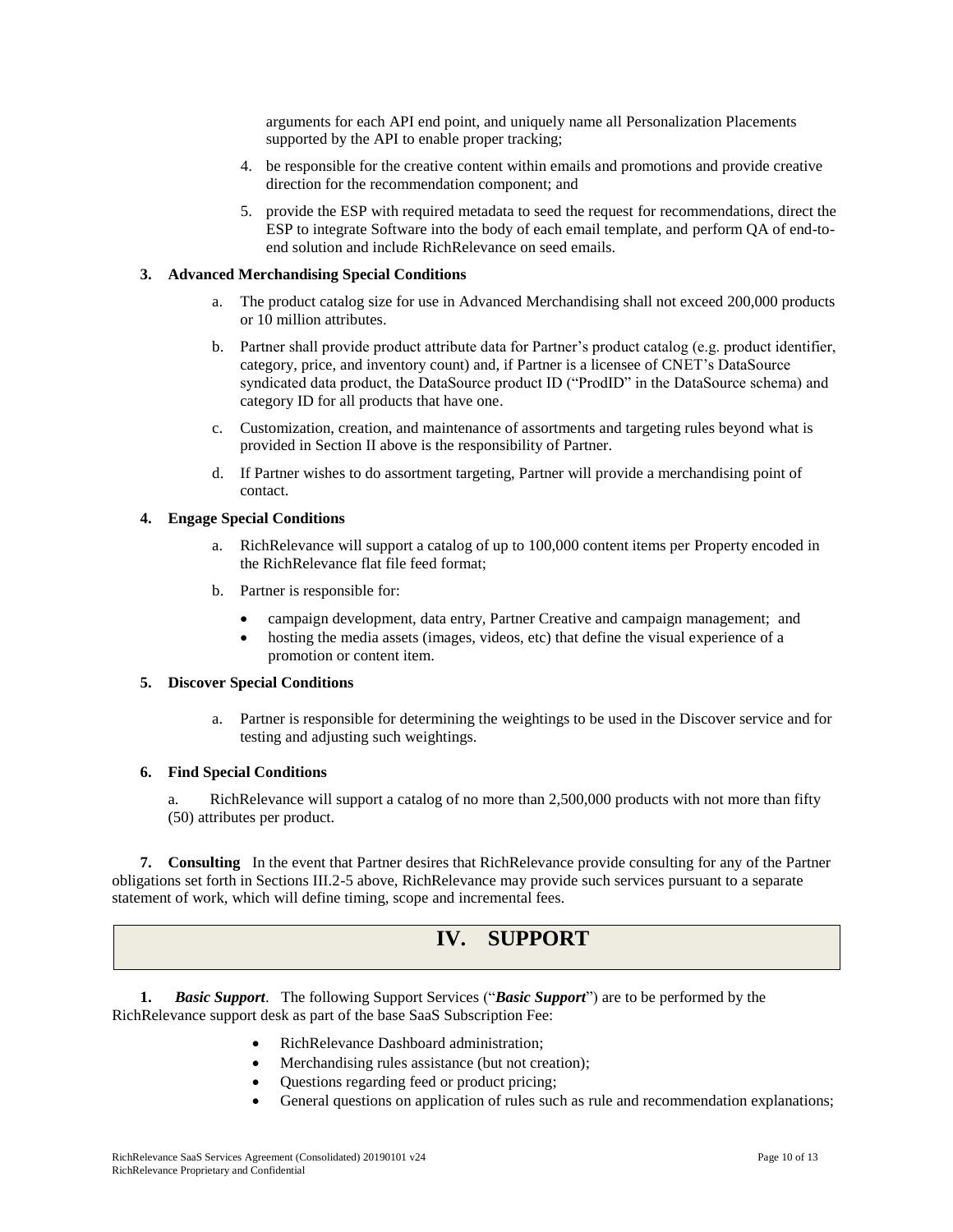arguments for each API end point, and uniquely name all Personalization Placements supported by the API to enable proper tracking;

4. be responsible for the creative content within emails and promotions and provide creative direction for the recommendation component; and

5. provide the ESP with required metadata to seed the request for recommendations, direct the ESP to integrate Software into the body of each email template, and perform QA of end-to-end solution and include RichRelevance on seed emails.

**3. Advanced Merchandising Special Conditions**

a. The product catalog size for use in Advanced Merchandising shall not exceed 200,000 products or 10 million attributes.

b. Partner shall provide product attribute data for Partner's product catalog (e.g. product identifier, category, price, and inventory count) and, if Partner is a licensee of CNET's DataSource syndicated data product, the DataSource product ID ("ProdID" in the DataSource schema) and category ID for all products that have one.

c. Customization, creation, and maintenance of assortments and targeting rules beyond what is provided in Section II above is the responsibility of Partner.

d. If Partner wishes to do assortment targeting, Partner will provide a merchandising point of contact.

**4. Engage Special Conditions**

a. RichRelevance will support a catalog of up to 100,000 content items per Property encoded in the RichRelevance flat file feed format;

b. Partner is responsible for:

- campaign development, data entry, Partner Creative and campaign management; and
- hosting the media assets (images, videos, etc) that define the visual experience of a promotion or content item.

**5. Discover Special Conditions**

a. Partner is responsible for determining the weightings to be used in the Discover service and for testing and adjusting such weightings.

**6. Find Special Conditions**

a. RichRelevance will support a catalog of no more than 2,500,000 products with not more than fifty (50) attributes per product.

**7. Consulting** In the event that Partner desires that RichRelevance provide consulting for any of the Partner obligations set forth in Sections III.2-5 above, RichRelevance may provide such services pursuant to a separate statement of work, which will define timing, scope and incremental fees.

# IV. SUPPORT

**1.** ***Basic Support***. The following Support Services ("***Basic Support***") are to be performed by the RichRelevance support desk as part of the base SaaS Subscription Fee:

- RichRelevance Dashboard administration;
- Merchandising rules assistance (but not creation);
- Questions regarding feed or product pricing;
- General questions on application of rules such as rule and recommendation explanations;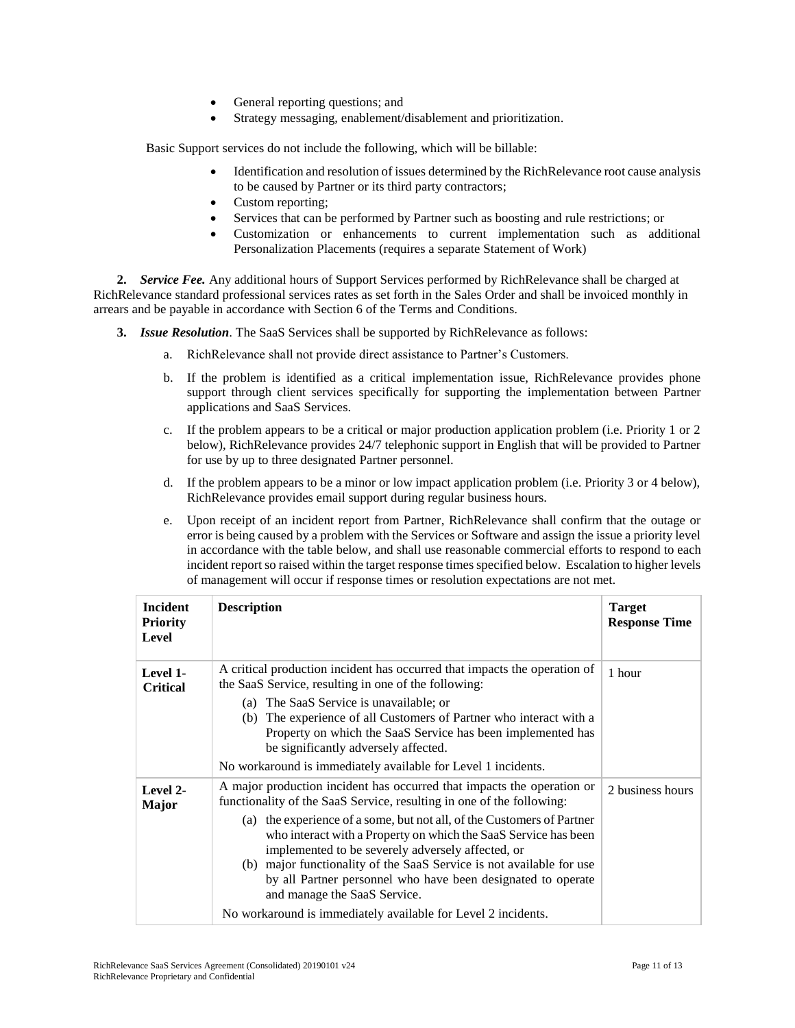- General reporting questions; and
- Strategy messaging, enablement/disablement and prioritization.

Basic Support services do not include the following, which will be billable:

- Identification and resolution of issues determined by the RichRelevance root cause analysis to be caused by Partner or its third party contractors;
- Custom reporting;
- Services that can be performed by Partner such as boosting and rule restrictions; or
- Customization or enhancements to current implementation such as additional Personalization Placements (requires a separate Statement of Work)

**2.** ***Service Fee.*** Any additional hours of Support Services performed by RichRelevance shall be charged at RichRelevance standard professional services rates as set forth in the Sales Order and shall be invoiced monthly in arrears and be payable in accordance with Section 6 of the Terms and Conditions.

**3.** ***Issue Resolution***. The SaaS Services shall be supported by RichRelevance as follows:

a. RichRelevance shall not provide direct assistance to Partner's Customers.

b. If the problem is identified as a critical implementation issue, RichRelevance provides phone support through client services specifically for supporting the implementation between Partner applications and SaaS Services.

c. If the problem appears to be a critical or major production application problem (i.e. Priority 1 or 2 below), RichRelevance provides 24/7 telephonic support in English that will be provided to Partner for use by up to three designated Partner personnel.

d. If the problem appears to be a minor or low impact application problem (i.e. Priority 3 or 4 below), RichRelevance provides email support during regular business hours.

e. Upon receipt of an incident report from Partner, RichRelevance shall confirm that the outage or error is being caused by a problem with the Services or Software and assign the issue a priority level in accordance with the table below, and shall use reasonable commercial efforts to respond to each incident report so raised within the target response times specified below. Escalation to higher levels of management will occur if response times or resolution expectations are not met.

| **Incident Priority Level** | **Description** | **Target Response Time** |
|---|---|---|
| **Level 1-Critical** | A critical production incident has occurred that impacts the operation of the SaaS Service, resulting in one of the following:<br>(a) The SaaS Service is unavailable; or<br>(b) The experience of all Customers of Partner who interact with a Property on which the SaaS Service has been implemented has be significantly adversely affected.<br>No workaround is immediately available for Level 1 incidents. | 1 hour |
| **Level 2-Major** | A major production incident has occurred that impacts the operation or functionality of the SaaS Service, resulting in one of the following:<br>(a) the experience of a some, but not all, of the Customers of Partner who interact with a Property on which the SaaS Service has been implemented to be severely adversely affected, or<br>(b) major functionality of the SaaS Service is not available for use by all Partner personnel who have been designated to operate and manage the SaaS Service.<br>No workaround is immediately available for Level 2 incidents. | 2 business hours |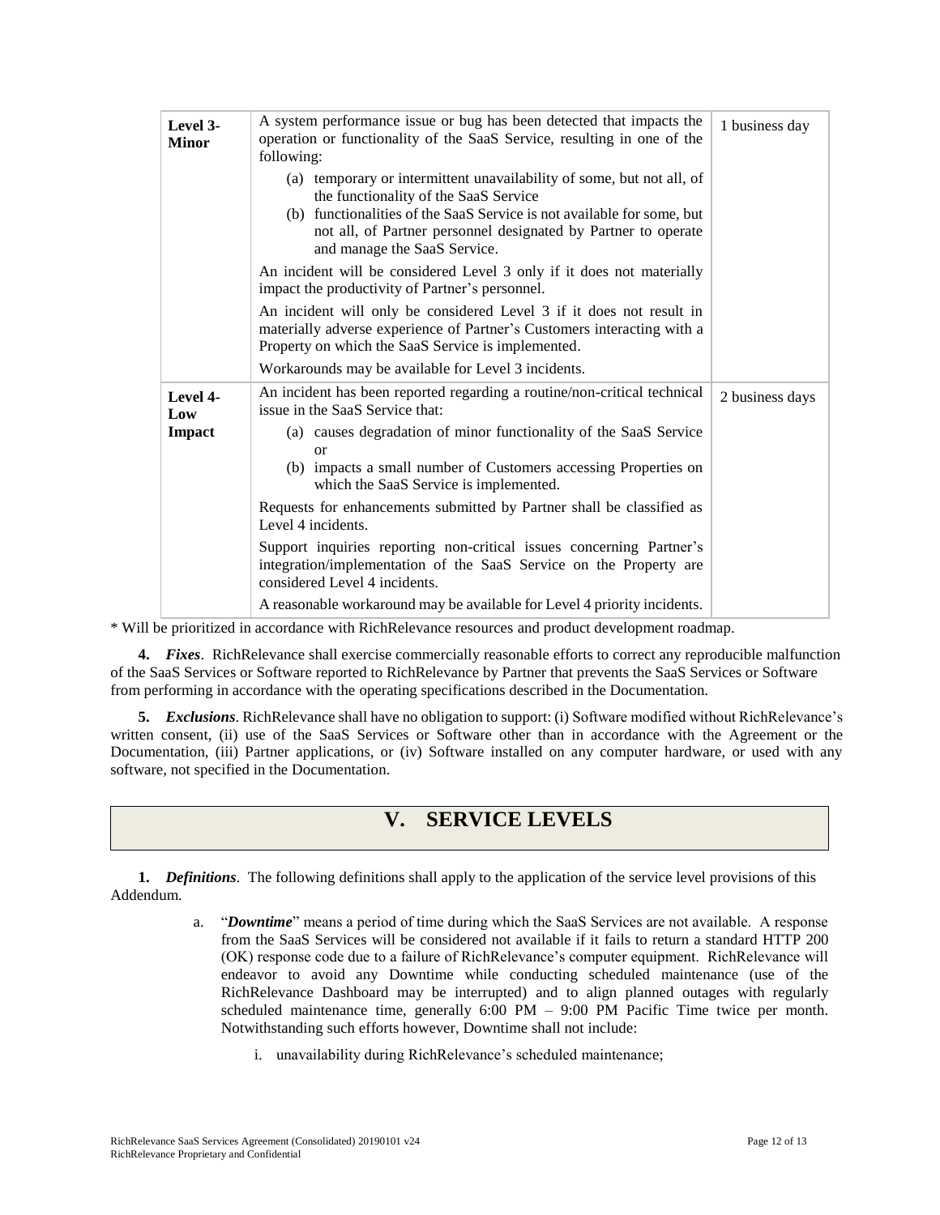| | | |
|---|---|---|
| **Level 3- Minor** | A system performance issue or bug has been detected that impacts the operation or functionality of the SaaS Service, resulting in one of the following:<br>(a) temporary or intermittent unavailability of some, but not all, of the functionality of the SaaS Service<br>(b) functionalities of the SaaS Service is not available for some, but not all, of Partner personnel designated by Partner to operate and manage the SaaS Service.<br>An incident will be considered Level 3 only if it does not materially impact the productivity of Partner's personnel.<br>An incident will only be considered Level 3 if it does not result in materially adverse experience of Partner's Customers interacting with a Property on which the SaaS Service is implemented.<br>Workarounds may be available for Level 3 incidents. | 1 business day |
| **Level 4- Low Impact** | An incident has been reported regarding a routine/non-critical technical issue in the SaaS Service that:<br>(a) causes degradation of minor functionality of the SaaS Service or<br>(b) impacts a small number of Customers accessing Properties on which the SaaS Service is implemented.<br>Requests for enhancements submitted by Partner shall be classified as Level 4 incidents.<br>Support inquiries reporting non-critical issues concerning Partner's integration/implementation of the SaaS Service on the Property are considered Level 4 incidents.<br>A reasonable workaround may be available for Level 4 priority incidents. | 2 business days |

\* Will be prioritized in accordance with RichRelevance resources and product development roadmap.

**4.** ***Fixes***. RichRelevance shall exercise commercially reasonable efforts to correct any reproducible malfunction of the SaaS Services or Software reported to RichRelevance by Partner that prevents the SaaS Services or Software from performing in accordance with the operating specifications described in the Documentation.

**5.** ***Exclusions***. RichRelevance shall have no obligation to support: (i) Software modified without RichRelevance's written consent, (ii) use of the SaaS Services or Software other than in accordance with the Agreement or the Documentation, (iii) Partner applications, or (iv) Software installed on any computer hardware, or used with any software, not specified in the Documentation.

## V. SERVICE LEVELS

**1.** ***Definitions***. The following definitions shall apply to the application of the service level provisions of this Addendum.

a. "***Downtime***" means a period of time during which the SaaS Services are not available. A response from the SaaS Services will be considered not available if it fails to return a standard HTTP 200 (OK) response code due to a failure of RichRelevance's computer equipment. RichRelevance will endeavor to avoid any Downtime while conducting scheduled maintenance (use of the RichRelevance Dashboard may be interrupted) and to align planned outages with regularly scheduled maintenance time, generally 6:00 PM – 9:00 PM Pacific Time twice per month. Notwithstanding such efforts however, Downtime shall not include:

   i. unavailability during RichRelevance's scheduled maintenance;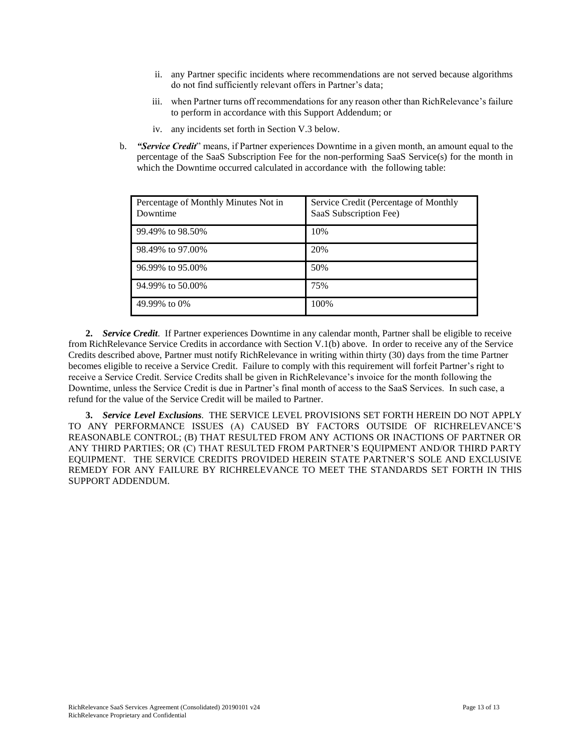ii. any Partner specific incidents where recommendations are not served because algorithms do not find sufficiently relevant offers in Partner's data;

iii. when Partner turns off recommendations for any reason other than RichRelevance's failure to perform in accordance with this Support Addendum; or

iv. any incidents set forth in Section V.3 below.

b. ***"Service Credit***" means, if Partner experiences Downtime in a given month, an amount equal to the percentage of the SaaS Subscription Fee for the non-performing SaaS Service(s) for the month in which the Downtime occurred calculated in accordance with the following table:

| Percentage of Monthly Minutes Not in Downtime | Service Credit (Percentage of Monthly SaaS Subscription Fee) |
|---|---|
| 99.49% to 98.50% | 10% |
| 98.49% to 97.00% | 20% |
| 96.99% to 95.00% | 50% |
| 94.99% to 50.00% | 75% |
| 49.99% to 0% | 100% |

**2.** ***Service Credit***. If Partner experiences Downtime in any calendar month, Partner shall be eligible to receive from RichRelevance Service Credits in accordance with Section V.1(b) above. In order to receive any of the Service Credits described above, Partner must notify RichRelevance in writing within thirty (30) days from the time Partner becomes eligible to receive a Service Credit. Failure to comply with this requirement will forfeit Partner's right to receive a Service Credit. Service Credits shall be given in RichRelevance's invoice for the month following the Downtime, unless the Service Credit is due in Partner's final month of access to the SaaS Services. In such case, a refund for the value of the Service Credit will be mailed to Partner.

**3.** ***Service Level Exclusions***. THE SERVICE LEVEL PROVISIONS SET FORTH HEREIN DO NOT APPLY TO ANY PERFORMANCE ISSUES (A) CAUSED BY FACTORS OUTSIDE OF RICHRELEVANCE'S REASONABLE CONTROL; (B) THAT RESULTED FROM ANY ACTIONS OR INACTIONS OF PARTNER OR ANY THIRD PARTIES; OR (C) THAT RESULTED FROM PARTNER'S EQUIPMENT AND/OR THIRD PARTY EQUIPMENT. THE SERVICE CREDITS PROVIDED HEREIN STATE PARTNER'S SOLE AND EXCLUSIVE REMEDY FOR ANY FAILURE BY RICHRELEVANCE TO MEET THE STANDARDS SET FORTH IN THIS SUPPORT ADDENDUM.